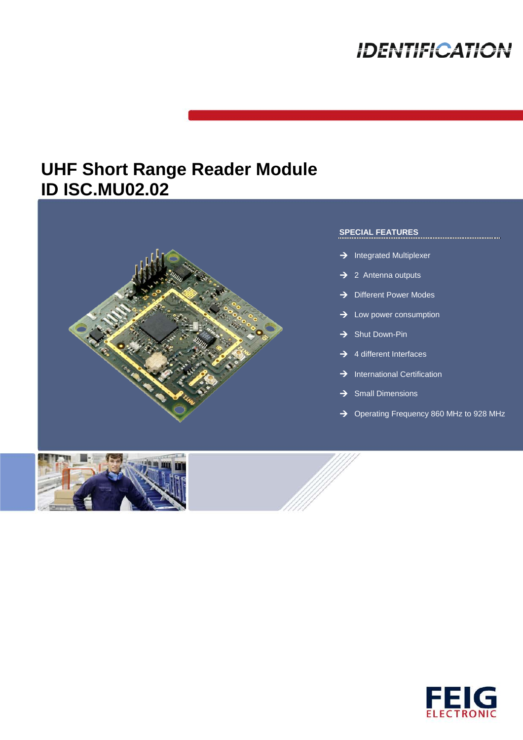IDENTIFICATION

# UHF Short Range Reader Module
# ID ISC.MU02.02

## SPECIAL FEATURES

- Integrated Multiplexer
- 2 Antenna outputs
- Different Power Modes
- Low power consumption
- Shut Down-Pin
- 4 different Interfaces
- International Certification
- Small Dimensions
- Operating Frequency 860 MHz to 928 MHz

FEIG ELECTRONIC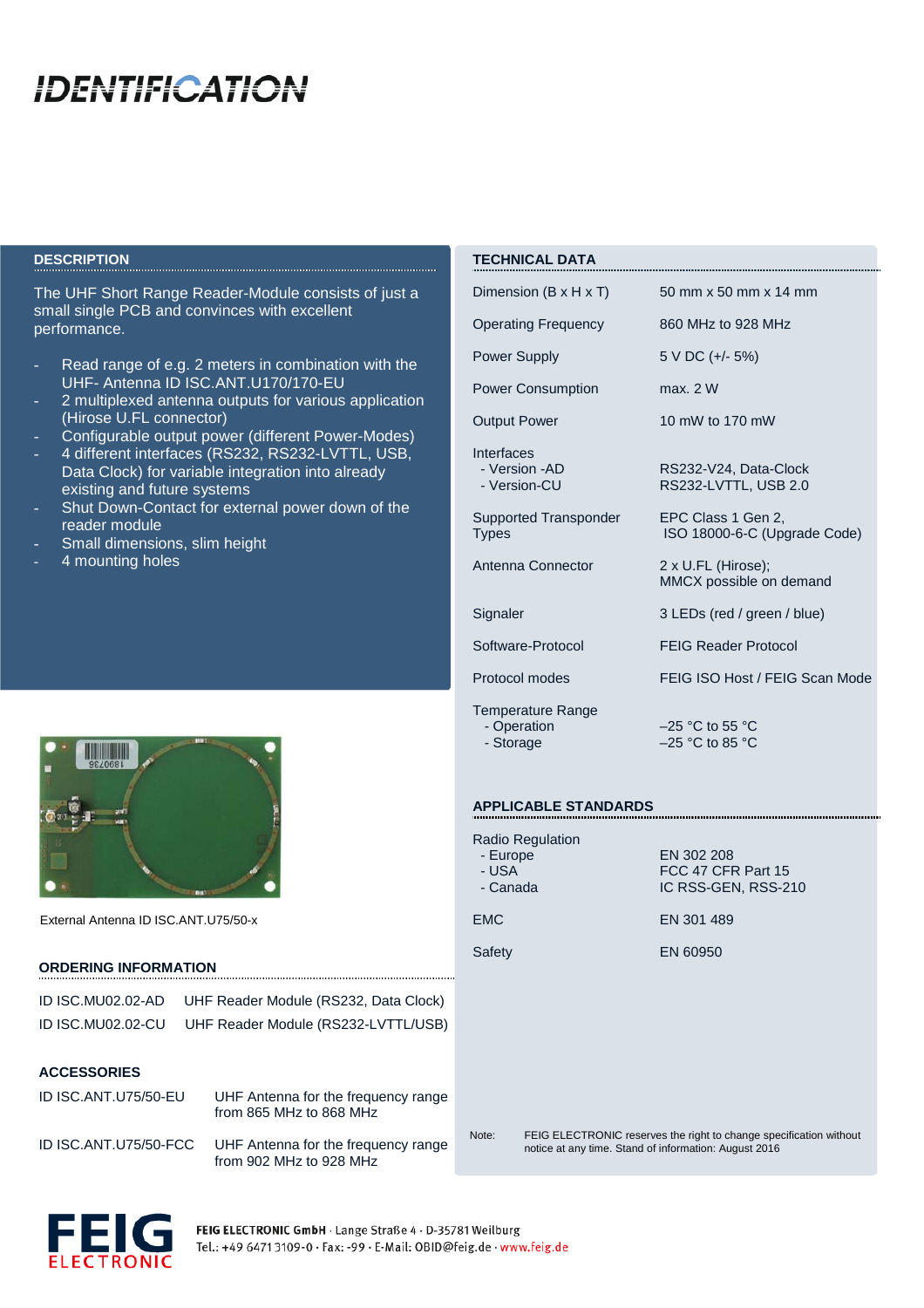# IDENTIFICATION

## DESCRIPTION

The UHF Short Range Reader-Module consists of just a small single PCB and convinces with excellent performance.

- Read range of e.g. 2 meters in combination with the UHF- Antenna ID ISC.ANT.U170/170-EU
- 2 multiplexed antenna outputs for various application (Hirose U.FL connector)
- Configurable output power (different Power-Modes)
- 4 different interfaces (RS232, RS232-LVTTL, USB, Data Clock) for variable integration into already existing and future systems
- Shut Down-Contact for external power down of the reader module
- Small dimensions, slim height
- 4 mounting holes

External Antenna ID ISC.ANT.U75/50-x

## ORDERING INFORMATION

| | |
|---|---|
| ID ISC.MU02.02-AD | UHF Reader Module (RS232, Data Clock) |
| ID ISC.MU02.02-CU | UHF Reader Module (RS232-LVTTL/USB) |

## ACCESSORIES

| | |
|---|---|
| ID ISC.ANT.U75/50-EU | UHF Antenna for the frequency range from 865 MHz to 868 MHz |
| ID ISC.ANT.U75/50-FCC | UHF Antenna for the frequency range from 902 MHz to 928 MHz |

## TECHNICAL DATA

| | |
|---|---|
| Dimension (B x H x T) | 50 mm x 50 mm x 14 mm |
| Operating Frequency | 860 MHz to 928 MHz |
| Power Supply | 5 V DC (+/- 5%) |
| Power Consumption | max. 2 W |
| Output Power | 10 mW to 170 mW |
| Interfaces | |
| - Version -AD | RS232-V24, Data-Clock |
| - Version-CU | RS232-LVTTL, USB 2.0 |
| Supported Transponder Types | EPC Class 1 Gen 2, ISO 18000-6-C (Upgrade Code) |
| Antenna Connector | 2 x U.FL (Hirose); MMCX possible on demand |
| Signaler | 3 LEDs (red / green / blue) |
| Software-Protocol | FEIG Reader Protocol |
| Protocol modes | FEIG ISO Host / FEIG Scan Mode |
| Temperature Range | |
| - Operation | –25 °C to 55 °C |
| - Storage | –25 °C to 85 °C |

## APPLICABLE STANDARDS

| | |
|---|---|
| Radio Regulation | |
| - Europe | EN 302 208 |
| - USA | FCC 47 CFR Part 15 |
| - Canada | IC RSS-GEN, RSS-210 |
| EMC | EN 301 489 |
| Safety | EN 60950 |

Note: FEIG ELECTRONIC reserves the right to change specification without notice at any time. Stand of information: August 2016

FEIG ELECTRONIC

**FEIG ELECTRONIC GmbH** · Lange Straße 4 · D-35781 Weilburg
Tel.: +49 6471 3109-0 · Fax: -99 · E-Mail: OBID@feig.de · www.feig.de